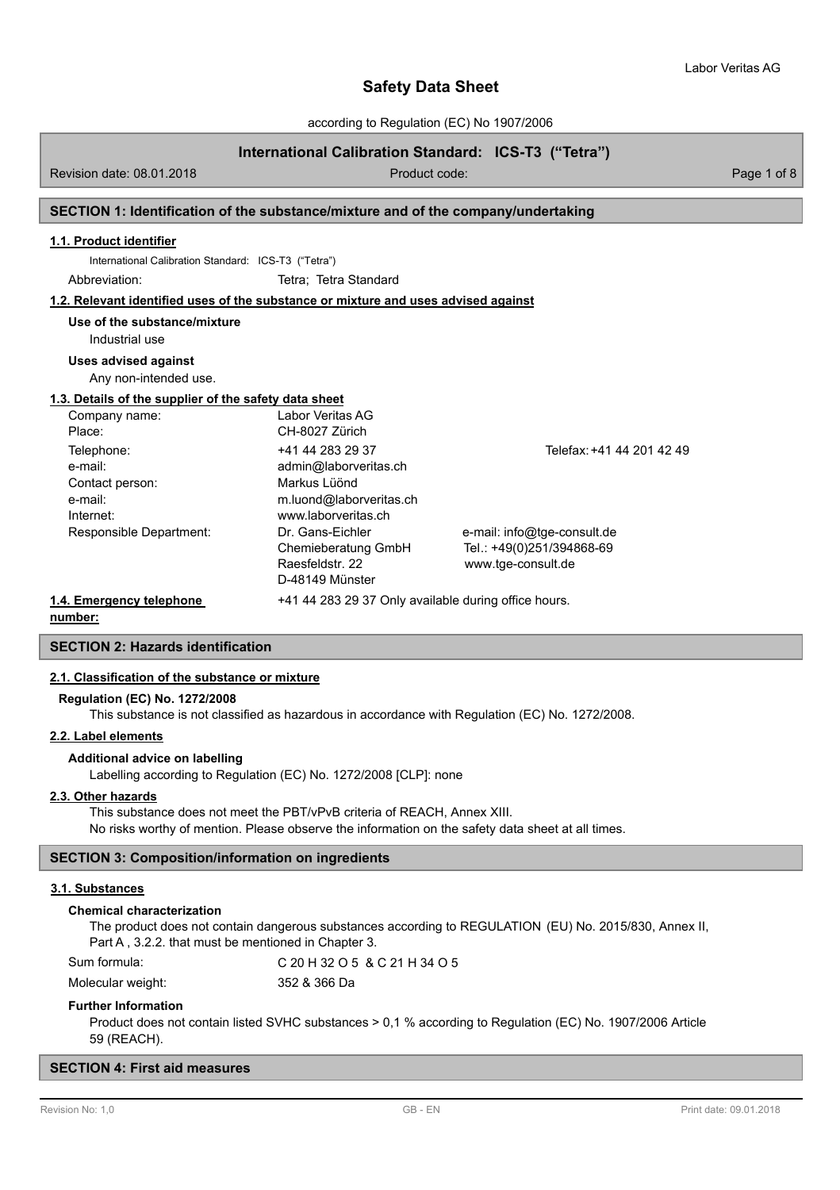# Safety Data Sheet

according to Regulation (EC) No 1907/2006

**International Calibration Standard: ICS-T3 ("Tetra")**

Revision date: 08.01.2018 | Product code:

## SECTION 1: Identification of the substance/mixture and of the company/undertaking

### 1.1. Product identifier

International Calibration Standard: ICS-T3 ("Tetra")

Abbreviation: Tetra; Tetra Standard

### 1.2. Relevant identified uses of the substance or mixture and uses advised against

**Use of the substance/mixture**

Industrial use

**Uses advised against**

Any non-intended use.

### 1.3. Details of the supplier of the safety data sheet

| | | |
|---|---|---|
| Company name: | Labor Veritas AG | |
| Place: | CH-8027 Zürich | |
| Telephone: | +41 44 283 29 37 | Telefax: +41 44 201 42 49 |
| e-mail: | admin@laborveritas.ch | |
| Contact person: | Markus Lüönd | |
| e-mail: | m.luond@laborveritas.ch | |
| Internet: | www.laborveritas.ch | |
| Responsible Department: | Dr. Gans-Eichler Chemieberatung GmbH Raesfeldstr. 22 D-48149 Münster | e-mail: info@tge-consult.de Tel.: +49(0)251/394868-69 www.tge-consult.de |

### 1.4. Emergency telephone number:

+41 44 283 29 37 Only available during office hours.

## SECTION 2: Hazards identification

### 2.1. Classification of the substance or mixture

**Regulation (EC) No. 1272/2008**

This substance is not classified as hazardous in accordance with Regulation (EC) No. 1272/2008.

### 2.2. Label elements

**Additional advice on labelling**

Labelling according to Regulation (EC) No. 1272/2008 [CLP]: none

### 2.3. Other hazards

This substance does not meet the PBT/vPvB criteria of REACH, Annex XIII.

No risks worthy of mention. Please observe the information on the safety data sheet at all times.

## SECTION 3: Composition/information on ingredients

### 3.1. Substances

**Chemical characterization**

The product does not contain dangerous substances according to REGULATION (EU) No. 2015/830, Annex II, Part A , 3.2.2. that must be mentioned in Chapter 3.

Sum formula: $C_{20}H_{32}O_5$ & $C_{21}H_{34}O_5$

Molecular weight: 352 & 366 Da

**Further Information**

Product does not contain listed SVHC substances > 0,1 % according to Regulation (EC) No. 1907/2006 Article 59 (REACH).

## SECTION 4: First aid measures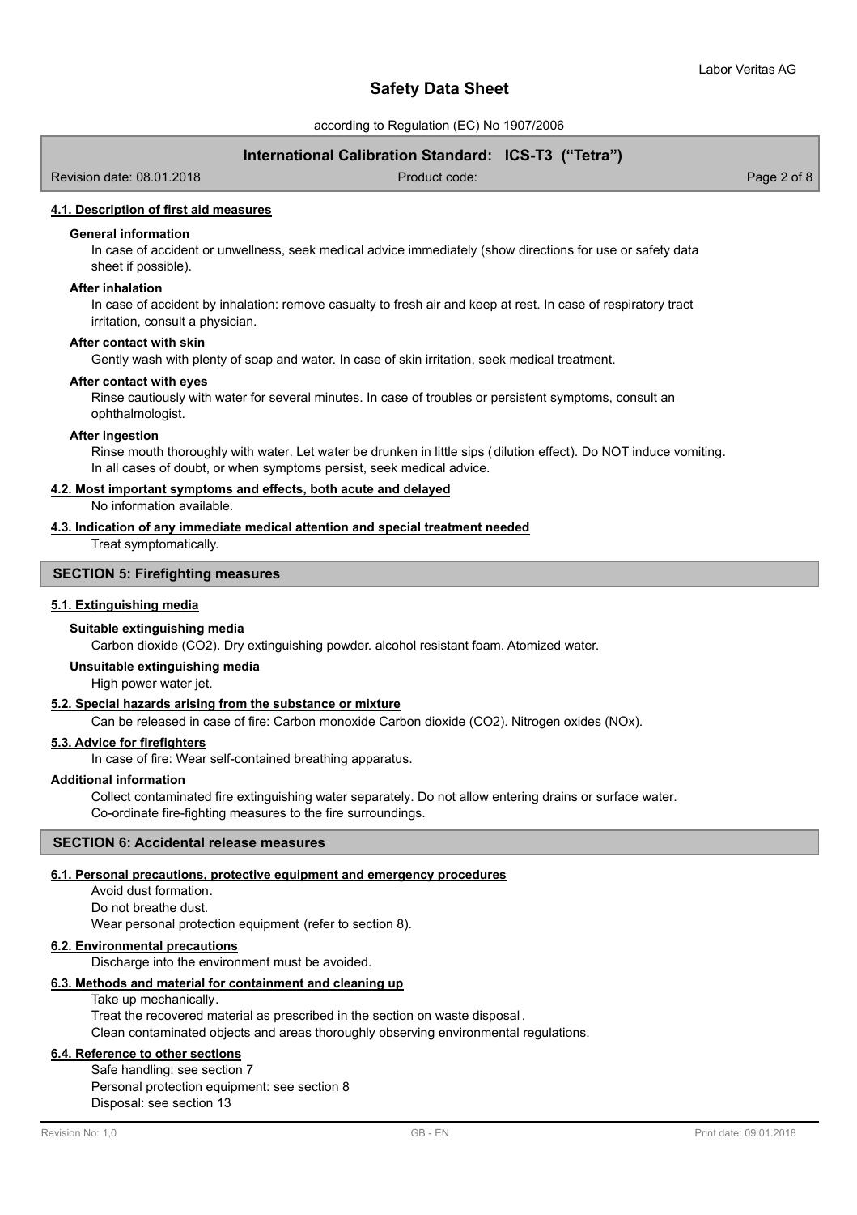#### 4.1. Description of first aid measures

**General information**

In case of accident or unwellness, seek medical advice immediately (show directions for use or safety data sheet if possible).

**After inhalation**

In case of accident by inhalation: remove casualty to fresh air and keep at rest. In case of respiratory tract irritation, consult a physician.

**After contact with skin**

Gently wash with plenty of soap and water. In case of skin irritation, seek medical treatment.

**After contact with eyes**

Rinse cautiously with water for several minutes. In case of troubles or persistent symptoms, consult an ophthalmologist.

**After ingestion**

Rinse mouth thoroughly with water. Let water be drunken in little sips (dilution effect). Do NOT induce vomiting. In all cases of doubt, or when symptoms persist, seek medical advice.

#### 4.2. Most important symptoms and effects, both acute and delayed

No information available.

#### 4.3. Indication of any immediate medical attention and special treatment needed

Treat symptomatically.

## SECTION 5: Firefighting measures

#### 5.1. Extinguishing media

**Suitable extinguishing media**

Carbon dioxide ($CO_2$). Dry extinguishing powder. alcohol resistant foam. Atomized water.

**Unsuitable extinguishing media**

High power water jet.

#### 5.2. Special hazards arising from the substance or mixture

Can be released in case of fire: Carbon monoxide Carbon dioxide ($CO_2$). Nitrogen oxides (NOx).

#### 5.3. Advice for firefighters

In case of fire: Wear self-contained breathing apparatus.

**Additional information**

Collect contaminated fire extinguishing water separately. Do not allow entering drains or surface water.
Co-ordinate fire-fighting measures to the fire surroundings.

## SECTION 6: Accidental release measures

#### 6.1. Personal precautions, protective equipment and emergency procedures

Avoid dust formation.
Do not breathe dust.
Wear personal protection equipment (refer to section 8).

#### 6.2. Environmental precautions

Discharge into the environment must be avoided.

#### 6.3. Methods and material for containment and cleaning up

Take up mechanically.
Treat the recovered material as prescribed in the section on waste disposal.
Clean contaminated objects and areas thoroughly observing environmental regulations.

#### 6.4. Reference to other sections

Safe handling: see section 7
Personal protection equipment: see section 8
Disposal: see section 13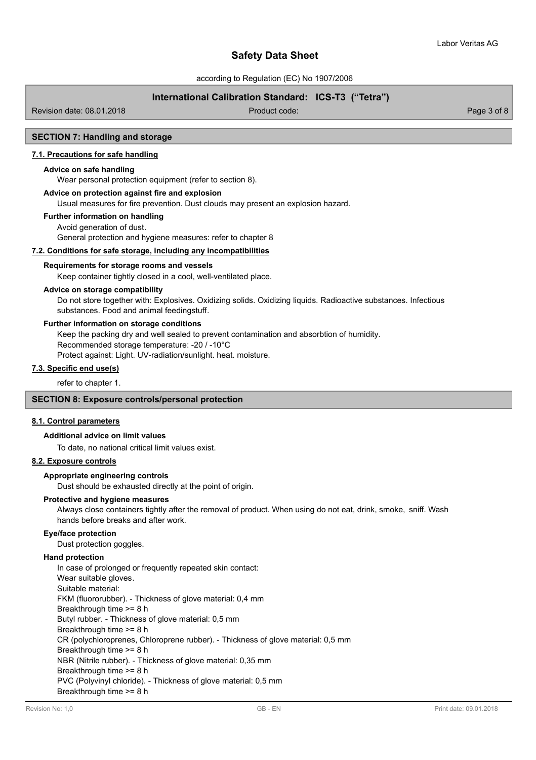## SECTION 7: Handling and storage

### 7.1. Precautions for safe handling

**Advice on safe handling**

Wear personal protection equipment (refer to section 8).

**Advice on protection against fire and explosion**

Usual measures for fire prevention. Dust clouds may present an explosion hazard.

**Further information on handling**

Avoid generation of dust.
General protection and hygiene measures: refer to chapter 8

### 7.2. Conditions for safe storage, including any incompatibilities

**Requirements for storage rooms and vessels**

Keep container tightly closed in a cool, well-ventilated place.

**Advice on storage compatibility**

Do not store together with: Explosives. Oxidizing solids. Oxidizing liquids. Radioactive substances. Infectious substances. Food and animal feedingstuff.

**Further information on storage conditions**

Keep the packing dry and well sealed to prevent contamination and absorbtion of humidity.
Recommended storage temperature: -20 / -10°C
Protect against: Light. UV-radiation/sunlight. heat. moisture.

### 7.3. Specific end use(s)

refer to chapter 1.

## SECTION 8: Exposure controls/personal protection

### 8.1. Control parameters

**Additional advice on limit values**

To date, no national critical limit values exist.

### 8.2. Exposure controls

**Appropriate engineering controls**

Dust should be exhausted directly at the point of origin.

**Protective and hygiene measures**

Always close containers tightly after the removal of product. When using do not eat, drink, smoke, sniff. Wash hands before breaks and after work.

**Eye/face protection**

Dust protection goggles.

**Hand protection**

In case of prolonged or frequently repeated skin contact:
Wear suitable gloves.
Suitable material:
FKM (fluororubber). - Thickness of glove material: 0,4 mm
Breakthrough time >= 8 h
Butyl rubber. - Thickness of glove material: 0,5 mm
Breakthrough time >= 8 h
CR (polychloroprenes, Chloroprene rubber). - Thickness of glove material: 0,5 mm
Breakthrough time >= 8 h
NBR (Nitrile rubber). - Thickness of glove material: 0,35 mm
Breakthrough time >= 8 h
PVC (Polyvinyl chloride). - Thickness of glove material: 0,5 mm
Breakthrough time >= 8 h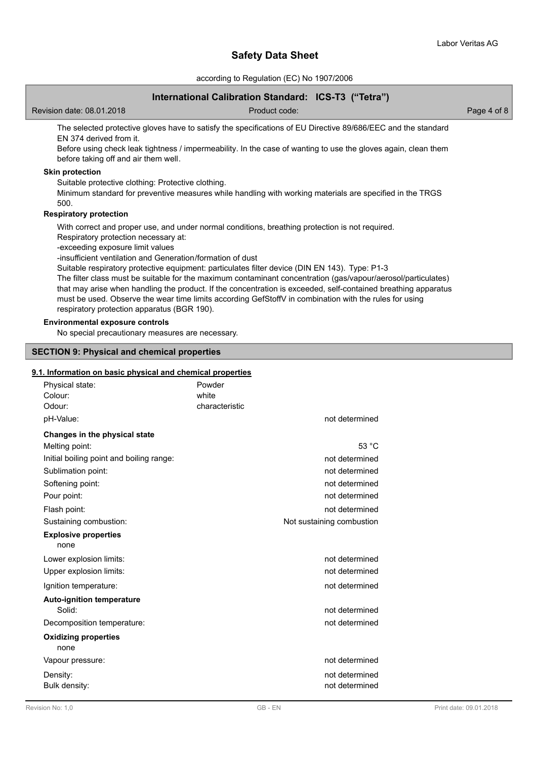The selected protective gloves have to satisfy the specifications of EU Directive 89/686/EEC and the standard EN 374 derived from it.

Before using check leak tightness / impermeability. In the case of wanting to use the gloves again, clean them before taking off and air them well.

**Skin protection**

Suitable protective clothing: Protective clothing.

Minimum standard for preventive measures while handling with working materials are specified in the TRGS 500.

**Respiratory protection**

With correct and proper use, and under normal conditions, breathing protection is not required.

Respiratory protection necessary at:

-exceeding exposure limit values

-insufficient ventilation and Generation/formation of dust

Suitable respiratory protective equipment: particulates filter device (DIN EN 143). Type: P1-3

The filter class must be suitable for the maximum contaminant concentration (gas/vapour/aerosol/particulates) that may arise when handling the product. If the concentration is exceeded, self-contained breathing apparatus must be used. Observe the wear time limits according GefStoffV in combination with the rules for using respiratory protection apparatus (BGR 190).

**Environmental exposure controls**

No special precautionary measures are necessary.

## SECTION 9: Physical and chemical properties

### 9.1. Information on basic physical and chemical properties

| | | |
|---|---|---|
| Physical state: | Powder | |
| Colour: | white | |
| Odour: | characteristic | |
| pH-Value: | | not determined |
| **Changes in the physical state** | | |
| Melting point: | | 53 °C |
| Initial boiling point and boiling range: | | not determined |
| Sublimation point: | | not determined |
| Softening point: | | not determined |
| Pour point: | | not determined |
| Flash point: | | not determined |
| Sustaining combustion: | | Not sustaining combustion |
| **Explosive properties** | | |
| none | | |
| Lower explosion limits: | | not determined |
| Upper explosion limits: | | not determined |
| Ignition temperature: | | not determined |
| **Auto-ignition temperature** | | |
| Solid: | | not determined |
| Decomposition temperature: | | not determined |
| **Oxidizing properties** | | |
| none | | |
| Vapour pressure: | | not determined |
| Density: | | not determined |
| Bulk density: | | not determined |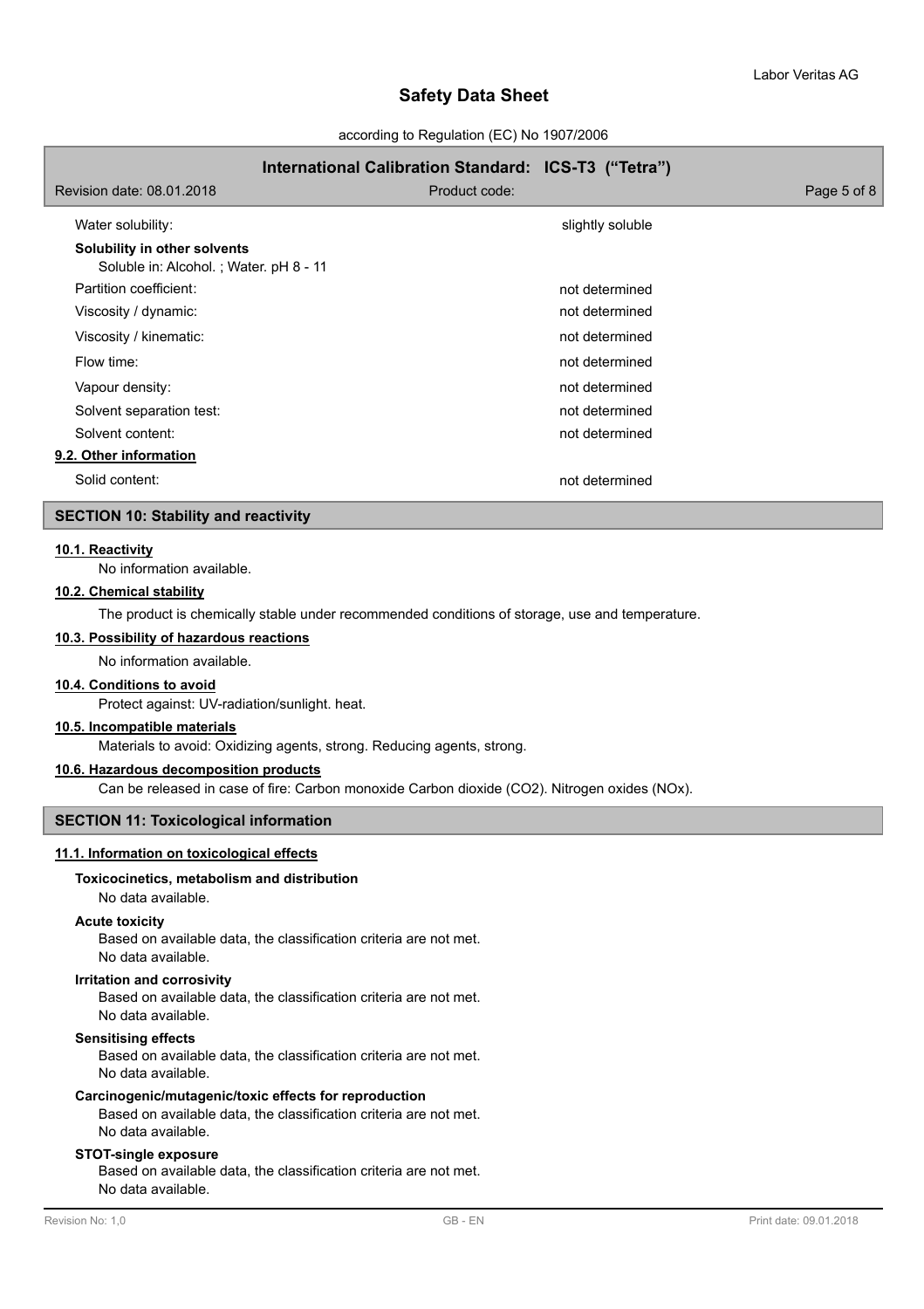| | |
|---|---|
| Water solubility: | slightly soluble |

**Solubility in other solvents**

Soluble in: Alcohol. ; Water. pH 8 - 11

| | |
|---|---|
| Partition coefficient: | not determined |
| Viscosity / dynamic: | not determined |
| Viscosity / kinematic: | not determined |
| Flow time: | not determined |
| Vapour density: | not determined |
| Solvent separation test: | not determined |
| Solvent content: | not determined |

**9.2. Other information**

| | |
|---|---|
| Solid content: | not determined |

## SECTION 10: Stability and reactivity

**10.1. Reactivity**

No information available.

**10.2. Chemical stability**

The product is chemically stable under recommended conditions of storage, use and temperature.

**10.3. Possibility of hazardous reactions**

No information available.

**10.4. Conditions to avoid**

Protect against: UV-radiation/sunlight. heat.

**10.5. Incompatible materials**

Materials to avoid: Oxidizing agents, strong. Reducing agents, strong.

**10.6. Hazardous decomposition products**

Can be released in case of fire: Carbon monoxide Carbon dioxide ($CO_2$). Nitrogen oxides ($NO_x$).

## SECTION 11: Toxicological information

**11.1. Information on toxicological effects**

**Toxicocinetics, metabolism and distribution**

No data available.

**Acute toxicity**

Based on available data, the classification criteria are not met.
No data available.

**Irritation and corrosivity**

Based on available data, the classification criteria are not met.
No data available.

**Sensitising effects**

Based on available data, the classification criteria are not met.
No data available.

**Carcinogenic/mutagenic/toxic effects for reproduction**

Based on available data, the classification criteria are not met.
No data available.

**STOT-single exposure**

Based on available data, the classification criteria are not met.
No data available.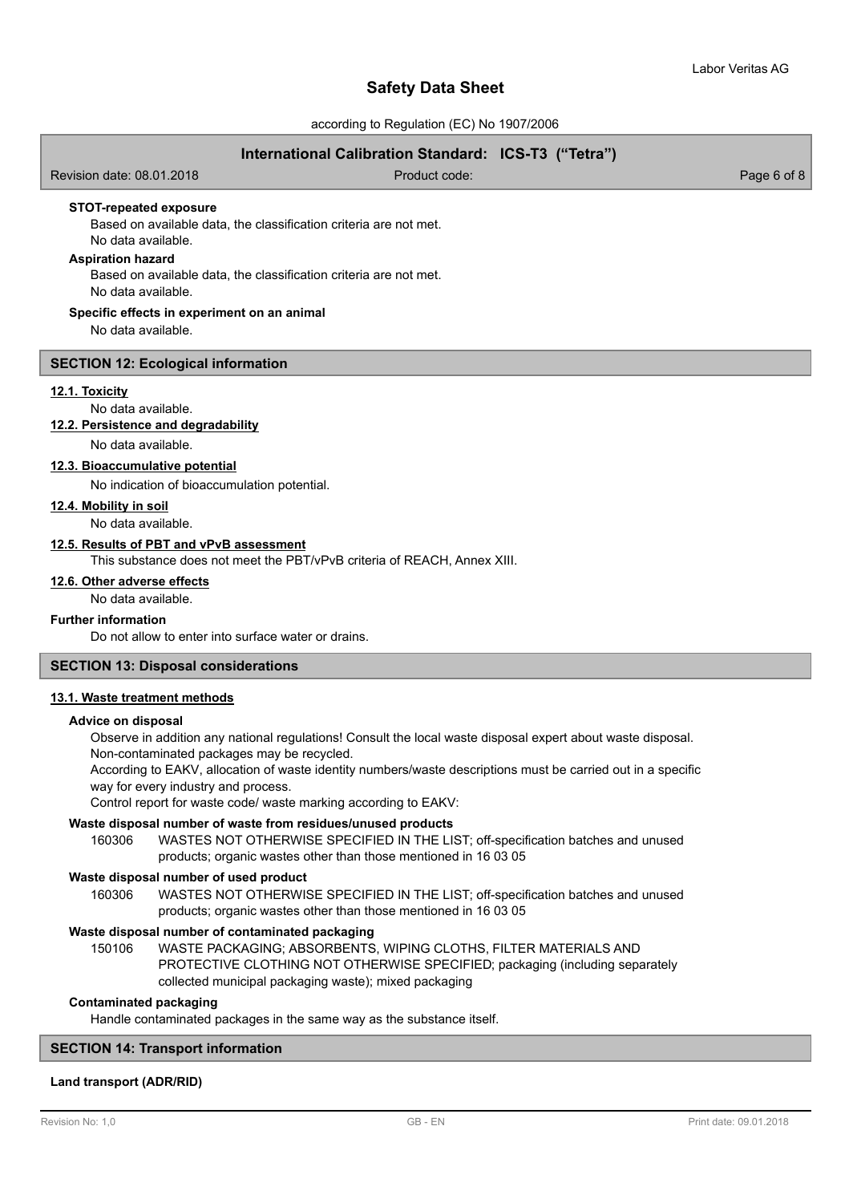**STOT-repeated exposure**

Based on available data, the classification criteria are not met.
No data available.

**Aspiration hazard**

Based on available data, the classification criteria are not met.
No data available.

**Specific effects in experiment on an animal**

No data available.

## SECTION 12: Ecological information

### 12.1. Toxicity

No data available.

### 12.2. Persistence and degradability

No data available.

### 12.3. Bioaccumulative potential

No indication of bioaccumulation potential.

### 12.4. Mobility in soil

No data available.

### 12.5. Results of PBT and vPvB assessment

This substance does not meet the PBT/vPvB criteria of REACH, Annex XIII.

### 12.6. Other adverse effects

No data available.

**Further information**

Do not allow to enter into surface water or drains.

## SECTION 13: Disposal considerations

### 13.1. Waste treatment methods

**Advice on disposal**

Observe in addition any national regulations! Consult the local waste disposal expert about waste disposal.
Non-contaminated packages may be recycled.
According to EAKV, allocation of waste identity numbers/waste descriptions must be carried out in a specific way for every industry and process.
Control report for waste code/ waste marking according to EAKV:

**Waste disposal number of waste from residues/unused products**

160306 WASTES NOT OTHERWISE SPECIFIED IN THE LIST; off-specification batches and unused products; organic wastes other than those mentioned in 16 03 05

**Waste disposal number of used product**

160306 WASTES NOT OTHERWISE SPECIFIED IN THE LIST; off-specification batches and unused products; organic wastes other than those mentioned in 16 03 05

**Waste disposal number of contaminated packaging**

150106 WASTE PACKAGING; ABSORBENTS, WIPING CLOTHS, FILTER MATERIALS AND PROTECTIVE CLOTHING NOT OTHERWISE SPECIFIED; packaging (including separately collected municipal packaging waste); mixed packaging

**Contaminated packaging**

Handle contaminated packages in the same way as the substance itself.

## SECTION 14: Transport information

**Land transport (ADR/RID)**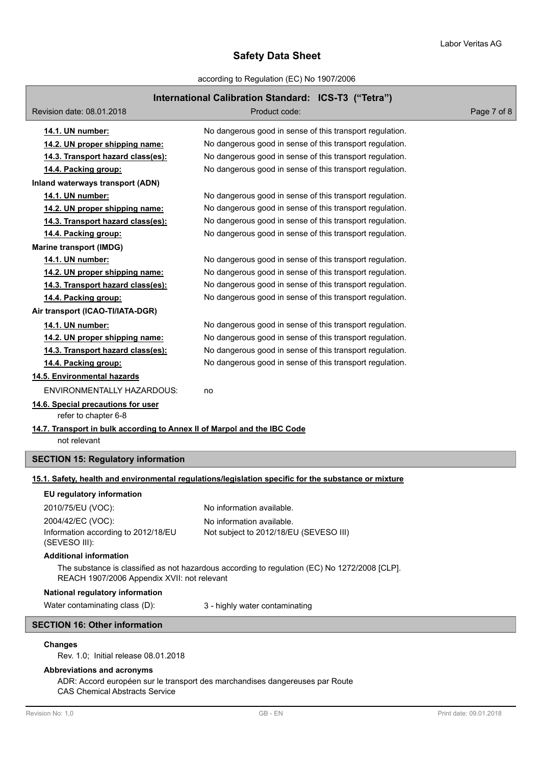| | |
|---|---|
| **14.1. UN number:** | No dangerous good in sense of this transport regulation. |
| **14.2. UN proper shipping name:** | No dangerous good in sense of this transport regulation. |
| **14.3. Transport hazard class(es):** | No dangerous good in sense of this transport regulation. |
| **14.4. Packing group:** | No dangerous good in sense of this transport regulation. |

**Inland waterways transport (ADN)**

| | |
|---|---|
| **14.1. UN number:** | No dangerous good in sense of this transport regulation. |
| **14.2. UN proper shipping name:** | No dangerous good in sense of this transport regulation. |
| **14.3. Transport hazard class(es):** | No dangerous good in sense of this transport regulation. |
| **14.4. Packing group:** | No dangerous good in sense of this transport regulation. |

**Marine transport (IMDG)**

| | |
|---|---|
| **14.1. UN number:** | No dangerous good in sense of this transport regulation. |
| **14.2. UN proper shipping name:** | No dangerous good in sense of this transport regulation. |
| **14.3. Transport hazard class(es):** | No dangerous good in sense of this transport regulation. |
| **14.4. Packing group:** | No dangerous good in sense of this transport regulation. |

**Air transport (ICAO-TI/IATA-DGR)**

| | |
|---|---|
| **14.1. UN number:** | No dangerous good in sense of this transport regulation. |
| **14.2. UN proper shipping name:** | No dangerous good in sense of this transport regulation. |
| **14.3. Transport hazard class(es):** | No dangerous good in sense of this transport regulation. |
| **14.4. Packing group:** | No dangerous good in sense of this transport regulation. |

**14.5. Environmental hazards**

ENVIRONMENTALLY HAZARDOUS: no

**14.6. Special precautions for user**

refer to chapter 6-8

**14.7. Transport in bulk according to Annex II of Marpol and the IBC Code**

not relevant

## SECTION 15: Regulatory information

**15.1. Safety, health and environmental regulations/legislation specific for the substance or mixture**

**EU regulatory information**

| | |
|---|---|
| 2010/75/EU (VOC): | No information available. |
| 2004/42/EC (VOC): | No information available. |
| Information according to 2012/18/EU (SEVESO III): | Not subject to 2012/18/EU (SEVESO III) |

**Additional information**

The substance is classified as not hazardous according to regulation (EC) No 1272/2008 [CLP].
REACH 1907/2006 Appendix XVII: not relevant

**National regulatory information**

Water contaminating class (D): 3 - highly water contaminating

## SECTION 16: Other information

**Changes**

Rev. 1.0; Initial release 08.01.2018

**Abbreviations and acronyms**

ADR: Accord européen sur le transport des marchandises dangereuses par Route
CAS Chemical Abstracts Service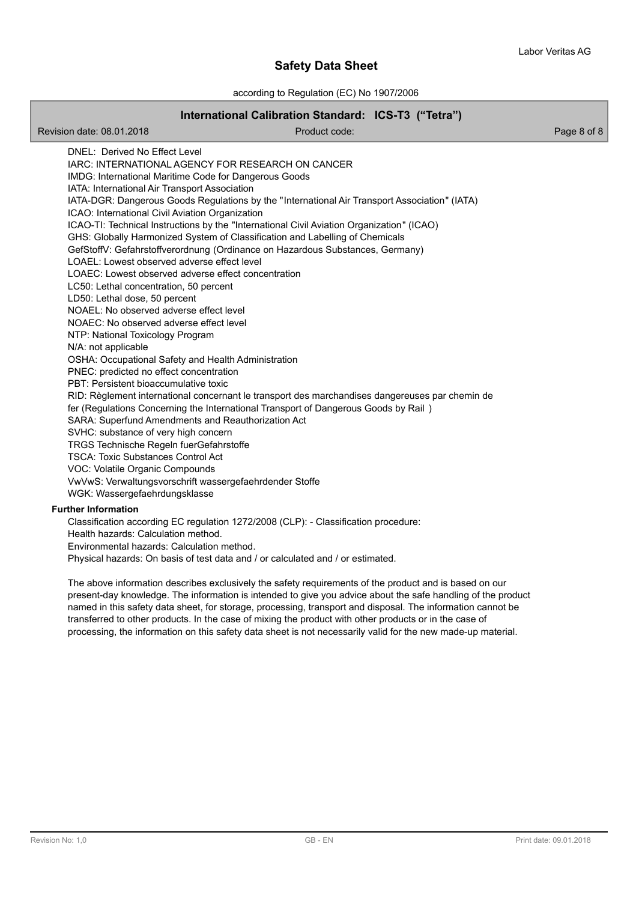DNEL: Derived No Effect Level
IARC: INTERNATIONAL AGENCY FOR RESEARCH ON CANCER
IMDG: International Maritime Code for Dangerous Goods
IATA: International Air Transport Association
IATA-DGR: Dangerous Goods Regulations by the "International Air Transport Association" (IATA)
ICAO: International Civil Aviation Organization
ICAO-TI: Technical Instructions by the "International Civil Aviation Organization" (ICAO)
GHS: Globally Harmonized System of Classification and Labelling of Chemicals
GefStoffV: Gefahrstoffverordnung (Ordinance on Hazardous Substances, Germany)
LOAEL: Lowest observed adverse effect level
LOAEC: Lowest observed adverse effect concentration
LC50: Lethal concentration, 50 percent
LD50: Lethal dose, 50 percent
NOAEL: No observed adverse effect level
NOAEC: No observed adverse effect level
NTP: National Toxicology Program
N/A: not applicable
OSHA: Occupational Safety and Health Administration
PNEC: predicted no effect concentration
PBT: Persistent bioaccumulative toxic
RID: Règlement international concernant le transport des marchandises dangereuses par chemin de fer (Regulations Concerning the International Transport of Dangerous Goods by Rail )
SARA: Superfund Amendments and Reauthorization Act
SVHC: substance of very high concern
TRGS Technische Regeln fuerGefahrstoffe
TSCA: Toxic Substances Control Act
VOC: Volatile Organic Compounds
VwVwS: Verwaltungsvorschrift wassergefaehrdender Stoffe
WGK: Wassergefaehrdungsklasse

**Further Information**

Classification according EC regulation 1272/2008 (CLP): - Classification procedure:
Health hazards: Calculation method.
Environmental hazards: Calculation method.
Physical hazards: On basis of test data and / or calculated and / or estimated.

The above information describes exclusively the safety requirements of the product and is based on our present-day knowledge. The information is intended to give you advice about the safe handling of the product named in this safety data sheet, for storage, processing, transport and disposal. The information cannot be transferred to other products. In the case of mixing the product with other products or in the case of processing, the information on this safety data sheet is not necessarily valid for the new made-up material.